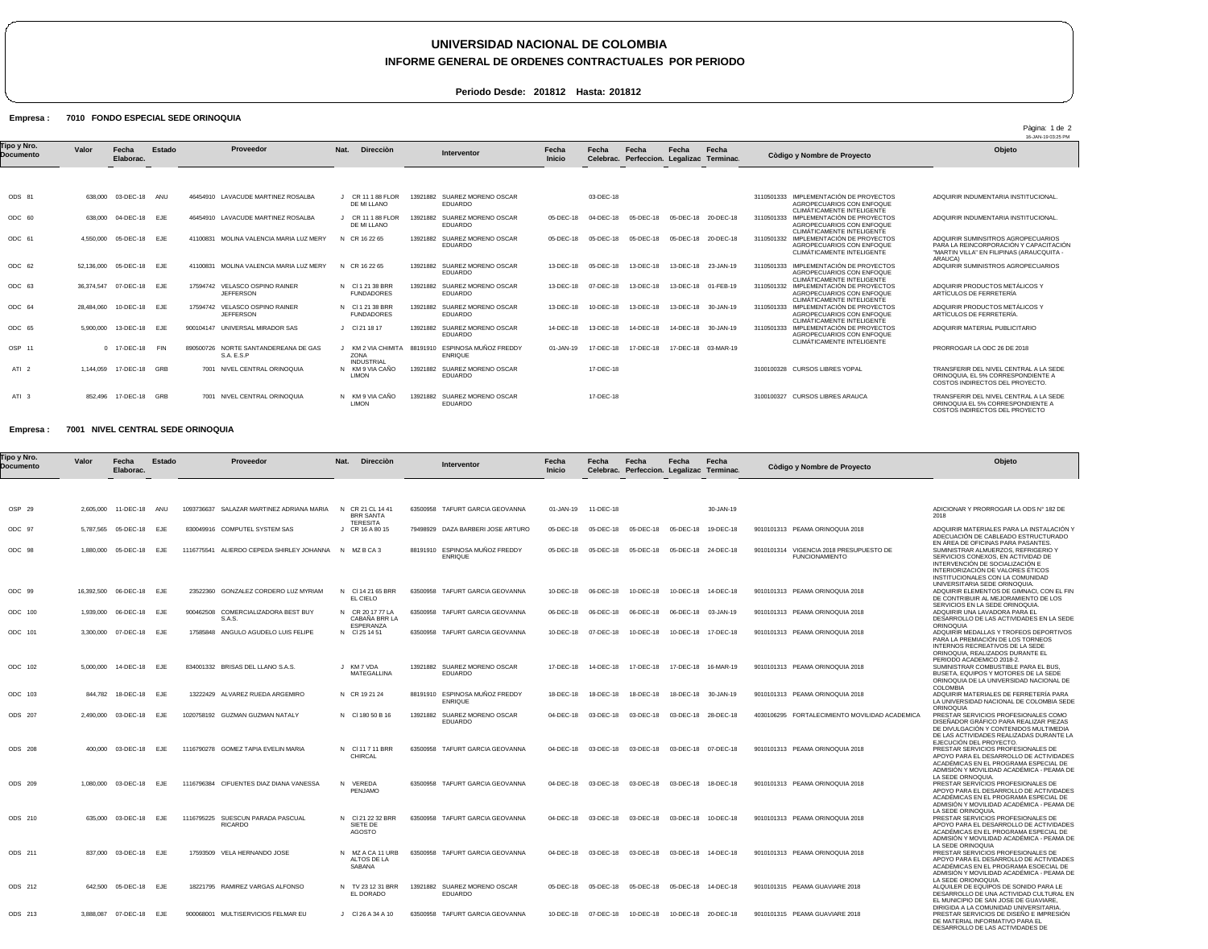# UNIVERSIDAD NACIONAL DE COLOMBIA

## INFORME GENERAL DE ORDENES CONTRACTUALES POR PERIODO

**Periodo Desde: 201812 Hasta: 201812**

**Empresa : 7010 FONDO ESPECIAL SEDE ORINOQUIA**

16-JAN-19 03:25 PM

| Tipo y Nro. Documento | Valor | Fecha Elaborac. | Estado | Proveedor | Nat. | Direcciòn | Interventor | Fecha Inicio | Fecha Celebrac. | Fecha Perfeccion. | Fecha Legalizac | Fecha Terminac. | Còdigo y Nombre de Proyecto | Objeto |
|---|---|---|---|---|---|---|---|---|---|---|---|---|---|---|
| ODS 81 | 638,000 | 03-DEC-18 | ANU | 46454910 LAVACUDE MARTINEZ ROSALBA | J | CR 11 1 88 FLOR DE MI LLANO | 13921882 SUAREZ MORENO OSCAR EDUARDO | | 03-DEC-18 | | | | 3110501333 IMPLEMENTACIÓN DE PROYECTOS AGROPECUARIOS CON ENFOQUE CLIMÁTICAMENTE INTELIGENTE | ADQUIRIR INDUMENTARIA INSTITUCIONAL. |
| ODC 60 | 638,000 | 04-DEC-18 | EJE | 46454910 LAVACUDE MARTINEZ ROSALBA | J | CR 11 1 88 FLOR DE MI LLANO | 13921882 SUAREZ MORENO OSCAR EDUARDO | 05-DEC-18 | 04-DEC-18 | 05-DEC-18 | 05-DEC-18 | 20-DEC-18 | 3110501333 IMPLEMENTACIÓN DE PROYECTOS AGROPECUARIOS CON ENFOQUE CLIMÁTICAMENTE INTELIGENTE | ADQUIRIR INDUMENTARIA INSTITUCIONAL. |
| ODC 61 | 4,550,000 | 05-DEC-18 | EJE | 41100831 MOLINA VALENCIA MARIA LUZ MERY | N | CR 16 22 65 | 13921882 SUAREZ MORENO OSCAR EDUARDO | 05-DEC-18 | 05-DEC-18 | 05-DEC-18 | 05-DEC-18 | 20-DEC-18 | 3110501332 IMPLEMENTACIÓN DE PROYECTOS AGROPECUARIOS CON ENFOQUE CLIMÁTICAMENTE INTELIGENTE | ADQUIRIR SUMINSITROS AGROPECUARIOS PARA LA REINCORPORACIÓN Y CAPACITACIÓN "MARTIN VILLA" EN FILIPINAS (ARAUCQUITA - ARAUCA) |
| ODC 62 | 52,136,000 | 05-DEC-18 | EJE | 41100831 MOLINA VALENCIA MARIA LUZ MERY | N | CR 16 22 65 | 13921882 SUAREZ MORENO OSCAR EDUARDO | 13-DEC-18 | 05-DEC-18 | 13-DEC-18 | 13-DEC-18 | 23-JAN-19 | 3110501333 IMPLEMENTACIÓN DE PROYECTOS AGROPECUARIOS CON ENFOQUE CLIMÁTICAMENTE INTELIGENTE | ADQUIRIR SUMINISTROS AGROPECUARIOS |
| ODC 63 | 36,374,547 | 07-DEC-18 | EJE | 17594742 VELASCO OSPINO RAINER JEFFERSON | N | Cl 1 21 38 BRR FUNDADORES | 13921882 SUAREZ MORENO OSCAR EDUARDO | 13-DEC-18 | 07-DEC-18 | 13-DEC-18 | 13-DEC-18 | 01-FEB-19 | 3110501332 IMPLEMENTACIÓN DE PROYECTOS AGROPECUARIOS CON ENFOQUE CLIMÁTICAMENTE INTELIGENTE | ADQUIRIR PRODUCTOS METÁLICOS Y ARTÍCULOS DE FERRETERÍA |
| ODC 64 | 28,484,060 | 10-DEC-18 | EJE | 17594742 VELASCO OSPINO RAINER JEFFERSON | N | Cl 1 21 38 BRR FUNDADORES | 13921882 SUAREZ MORENO OSCAR EDUARDO | 13-DEC-18 | 10-DEC-18 | 13-DEC-18 | 13-DEC-18 | 30-JAN-19 | 3110501333 IMPLEMENTACIÓN DE PROYECTOS AGROPECUARIOS CON ENFOQUE CLIMÁTICAMENTE INTELIGENTE | ADQUIRIR PRODUCTOS METÁLICOS Y ARTÍCULOS DE FERRETERIA. |
| ODC 65 | 5,900,000 | 13-DEC-18 | EJE | 900104147 UNIVERSAL MIRADOR SAS | J | Cl 21 18 17 | 13921882 SUAREZ MORENO OSCAR EDUARDO | 14-DEC-18 | 13-DEC-18 | 14-DEC-18 | 14-DEC-18 | 30-JAN-19 | 3110501333 IMPLEMENTACIÓN DE PROYECTOS AGROPECUARIOS CON ENFOQUE CLIMÁTICAMENTE INTELIGENTE | ADQUIRIR MATERIAL PUBLICITARIO |
| OSP 11 | 0 | 17-DEC-18 | FIN | 890500726 NORTE SANTANDEREANA DE GAS S.A. E.S.P | J | KM 2 VIA CHIMITA ZONA INDUSTRIAL | 88191910 ESPINOSA MUÑOZ FREDDY ENRIQUE | 01-JAN-19 | 17-DEC-18 | 17-DEC-18 | 17-DEC-18 | 03-MAR-19 | | PRORROGAR LA ODC 26 DE 2018 |
| ATI 2 | 1,144,059 | 17-DEC-18 | GRB | 7001 NIVEL CENTRAL ORINOQUIA | N | KM 9 VIA CAÑO LIMON | 13921882 SUAREZ MORENO OSCAR EDUARDO | | 17-DEC-18 | | | | 3100100328 CURSOS LIBRES YOPAL | TRANSFERIR DEL NIVEL CENTRAL A LA SEDE ORINOQUIA, EL 5% CORRESPONDIENTE A COSTOS INDIRECTOS DEL PROYECTO. |
| ATI 3 | 852,496 | 17-DEC-18 | GRB | 7001 NIVEL CENTRAL ORINOQUIA | N | KM 9 VIA CAÑO LIMON | 13921882 SUAREZ MORENO OSCAR EDUARDO | | 17-DEC-18 | | | | 3100100327 CURSOS LIBRES ARAUCA | TRANSFERIR DEL NIVEL CENTRAL A LA SEDE ORINOQUIA EL 5% CORRESPONDIENTE A COSTOS INDIRECTOS DEL PROYECTO |

**Empresa : 7001 NIVEL CENTRAL SEDE ORINOQUIA**

| Tipo y Nro. Documento | Valor | Fecha Elaborac. | Estado | Proveedor | Nat. | Direcciòn | Interventor | Fecha Inicio | Fecha Celebrac. | Fecha Perfeccion. | Fecha Legalizac | Fecha Terminac. | Còdigo y Nombre de Proyecto | Objeto |
|---|---|---|---|---|---|---|---|---|---|---|---|---|---|---|
| OSP 29 | 2,605,000 | 11-DEC-18 | ANU | 1093736637 SALAZAR MARTINEZ ADRIANA MARIA | N | CR 21 CL 14 41 BRR SANTA TERESITA | 63500958 TAFURT GARCIA GEOVANNA | 01-JAN-19 | 11-DEC-18 | | | 30-JAN-19 | | ADICIONAR Y PRORROGAR LA ODS N° 182 DE 2018 |
| ODC 97 | 5,787,565 | 05-DEC-18 | EJE | 830049916 COMPUTEL SYSTEM SAS | J | CR 16 A 80 15 | 79498929 DAZA BARBERI JOSE ARTURO | 05-DEC-18 | 05-DEC-18 | 05-DEC-18 | 05-DEC-18 | 19-DEC-18 | 9010101313 PEAMA ORINOQUIA 2018 | ADQUIRIR MATERIALES PARA LA INSTALACIÓN Y ADECUACIÓN DE CABLEADO ESTRUCTURADO EN ÁREA DE OFICINAS PARA PASANTES. |
| ODC 98 | 1,880,000 | 05-DEC-18 | EJE | 1116775541 ALIERDO CEPEDA SHIRLEY JOHANNA | N | MZ B CA 3 | 88191910 ESPINOSA MUÑOZ FREDDY ENRIQUE | 05-DEC-18 | 05-DEC-18 | 05-DEC-18 | 05-DEC-18 | 24-DEC-18 | 9010101314 VIGENCIA 2018 PRESUPUESTO DE FUNCIONAMIENTO | SUMINISTRAR ALMUERZOS, REFRIGERIO Y SERVICIOS CONEXOS, EN ACTIVIDAD DE INTERVENCIÓN DE SOCIALIZACIÓN E INTERIORIZACIÓN DE VALORES ÉTICOS INSTITUCIONALES CON LA COMUNIDAD UNIVERSITARIA SEDE ORINOQUIA. |
| ODC 99 | 16,392,500 | 06-DEC-18 | EJE | 23522360 GONZALEZ CORDERO LUZ MYRIAM | N | Cl 14 21 65 BRR EL CIELO | 63500958 TAFURT GARCIA GEOVANNA | 10-DEC-18 | 06-DEC-18 | 10-DEC-18 | 10-DEC-18 | 14-DEC-18 | 9010101313 PEAMA ORINOQUIA 2018 | ADQUIRIR ELEMENTOS DE GIMNACI, CON EL FIN DE CONTRIBUIR AL MEJORAMIENTO DE LOS SERVICIOS EN LA SEDE ORINOQUIA. |
| ODC 100 | 1,939,000 | 06-DEC-18 | EJE | 900462508 COMERCIALIZADORA BEST BUY S.A.S. | N | CR 20 17 77 LA CABAÑA BRR LA ESPERANZA | 63500958 TAFURT GARCIA GEOVANNA | 06-DEC-18 | 06-DEC-18 | 06-DEC-18 | 06-DEC-18 | 03-JAN-19 | 9010101313 PEAMA ORINOQUIA 2018 | ADQUIRIR UNA LAVADORA PARA EL DESARROLLO DE LAS ACTIVIDADES EN LA SEDE ORINOQUIA |
| ODC 101 | 3,300,000 | 07-DEC-18 | EJE | 17585848 ANGULO AGUDELO LUIS FELIPE | N | Cl 25 14 51 | 63500958 TAFURT GARCIA GEOVANNA | 10-DEC-18 | 07-DEC-18 | 10-DEC-18 | 10-DEC-18 | 17-DEC-18 | 9010101313 PEAMA ORINOQUIA 2018 | ADQUIRIR MEDALLAS Y TROFEOS DEPORTIVOS PARA LA PREMIACIÓN DE LOS TORNEOS INTERNOS RECREATIVOS DE LA SEDE ORINOQUIA, REALIZADOS DURANTE EL PERIODO ACADEMICO 2018-2. |
| ODC 102 | 5,000,000 | 14-DEC-18 | EJE | 834001332 BRISAS DEL LLANO S.A.S. | J | KM 7 VDA MATEGALLINA | 13921882 SUAREZ MORENO OSCAR EDUARDO | 17-DEC-18 | 14-DEC-18 | 17-DEC-18 | 17-DEC-18 | 16-MAR-19 | 9010101313 PEAMA ORINOQUIA 2018 | SUMINISTRAR COMBUSTIBLE PARA EL BUS, BUSETA, EQUIPOS Y MOTORES DE LA SEDE ORINOQUIA DE LA UNIVERSIDAD NACIONAL DE COLOMBIA |
| ODC 103 | 844,782 | 18-DEC-18 | EJE | 13222429 ALVAREZ RUEDA ARGEMIRO | N | CR 19 21 24 | 88191910 ESPINOSA MUÑOZ FREDDY ENRIQUE | 18-DEC-18 | 18-DEC-18 | 18-DEC-18 | 18-DEC-18 | 30-JAN-19 | 9010101313 PEAMA ORINOQUIA 2018 | ADQUIRIR MATERIALES DE FERRETERÍA PARA LA UNIVERSIDAD NACIONAL DE COLOMBIA SEDE ORINOQUIA |
| ODS 207 | 2,490,000 | 03-DEC-18 | EJE | 1020758192 GUZMAN GUZMAN NATALY | N | Cl 180 50 B 16 | 13921882 SUAREZ MORENO OSCAR EDUARDO | 04-DEC-18 | 03-DEC-18 | 03-DEC-18 | 03-DEC-18 | 28-DEC-18 | 4030106295 FORTALECIMIENTO MOVILIDAD ACADEMICA | PRESTAR SERVICIOS PROFESIONALES COMO DISEÑADOR GRÁFICO PARA REALIZAR PIEZAS DE DIVULGACIÓN Y CONTENIDOS MULTIMEDIA DE LAS ACTIVIDADES REALIZADAS DURANTE LA EJECUCIÓN DEL PROYECTO. |
| ODS 208 | 400,000 | 03-DEC-18 | EJE | 1116790278 GOMEZ TAPIA EVELIN MARIA | N | Cl 11 7 11 BRR CHIRCAL | 63500958 TAFURT GARCIA GEOVANNA | 04-DEC-18 | 03-DEC-18 | 03-DEC-18 | 03-DEC-18 | 07-DEC-18 | 9010101313 PEAMA ORINOQUIA 2018 | PRESTAR SERVICIOS PROFESIONALES DE APOYO PARA EL DESARROLLO DE ACTIVIDADES ACADÉMICAS EN EL PROGRAMA ESPECIAL DE ADMISIÓN Y MOVILIDAD ACADÉMICA - PEAMA DE LA SEDE ORNOQUIA. |
| ODS 209 | 1,080,000 | 03-DEC-18 | EJE | 1116796384 CIFUENTES DIAZ DIANA VANESSA | N | VEREDA PENJAMO | 63500958 TAFURT GARCIA GEOVANNA | 04-DEC-18 | 03-DEC-18 | 03-DEC-18 | 03-DEC-18 | 18-DEC-18 | 9010101313 PEAMA ORINOQUIA 2018 | PRESTAR SERVICIOS PROFESIONALES DE APOYO PARA EL DESARROLLO DE ACTIVIDADES ACADÉMICAS EN EL PROGRAMA ESPECIAL DE ADMISIÓN Y MOVILIDAD ACADÉMICA - PEAMA DE LA SEDE ORINOQUIA. |
| ODS 210 | 635,000 | 03-DEC-18 | EJE | 1116795225 SUESCUN PARADA PASCUAL RICARDO | N | Cl 21 22 32 BRR SIETE DE AGOSTO | 63500958 TAFURT GARCIA GEOVANNA | 04-DEC-18 | 03-DEC-18 | 03-DEC-18 | 03-DEC-18 | 10-DEC-18 | 9010101313 PEAMA ORINOQUIA 2018 | PRESTAR SERVICIOS PROFESIONALES DE APOYO PARA EL DESARROLLO DE ACTIVIDADES ACADÉMICAS EN EL PROGRAMA ESPECIAL DE ADMISIÓN Y MOVILIDAD ACADÉMICA - PEAMA DE LA SEDE ORINOQUIA |
| ODS 211 | 837,000 | 03-DEC-18 | EJE | 17593509 VELA HERNANDO JOSE | N | MZ A CA 11 URB ALTOS DE LA SABANA | 63500958 TAFURT GARCIA GEOVANNA | 04-DEC-18 | 03-DEC-18 | 03-DEC-18 | 03-DEC-18 | 14-DEC-18 | 9010101313 PEAMA ORINOQUIA 2018 | PRESTAR SERVICIOS PROFESIONALES DE APOYO PARA EL DESARROLLO DE ACTIVIDADES ACADÉMICAS EN EL PROGRAMA ESOECIAL DE ADMISIÓN Y MOVILIDAD ACADÉMICA - PEAMA DE LA SEDE ORIONOQUIA. |
| ODS 212 | 642,500 | 05-DEC-18 | EJE | 18221795 RAMIREZ VARGAS ALFONSO | N | TV 23 12 31 BRR EL DORADO | 13921882 SUAREZ MORENO OSCAR EDUARDO | 05-DEC-18 | 05-DEC-18 | 05-DEC-18 | 05-DEC-18 | 14-DEC-18 | 9010101315 PEAMA GUAVIARE 2018 | ALQUILER DE EQUIPOS DE SONIDO PARA LE DESARROLLO DE UNA ACTIVIDAD CULTURAL EN EL MUNICIPIO DE SAN JOSE DE GUAVIARE, DIRIGIDA A LA COMUNIDAD UNIVERSITARIA. |
| ODS 213 | 3,888,087 | 07-DEC-18 | EJE | 900068001 MULTISERVICIOS FELMAR EU | J | Cl 26 A 34 A 10 | 63500958 TAFURT GARCIA GEOVANNA | 10-DEC-18 | 07-DEC-18 | 10-DEC-18 | 10-DEC-18 | 20-DEC-18 | 9010101315 PEAMA GUAVIARE 2018 | PRESTAR SERVICIOS DE DISEÑO E IMPRESIÓN DE MATERIAL INFORMATIVO PARA EL DESARROLLO DE LAS ACTIVIDADES DE |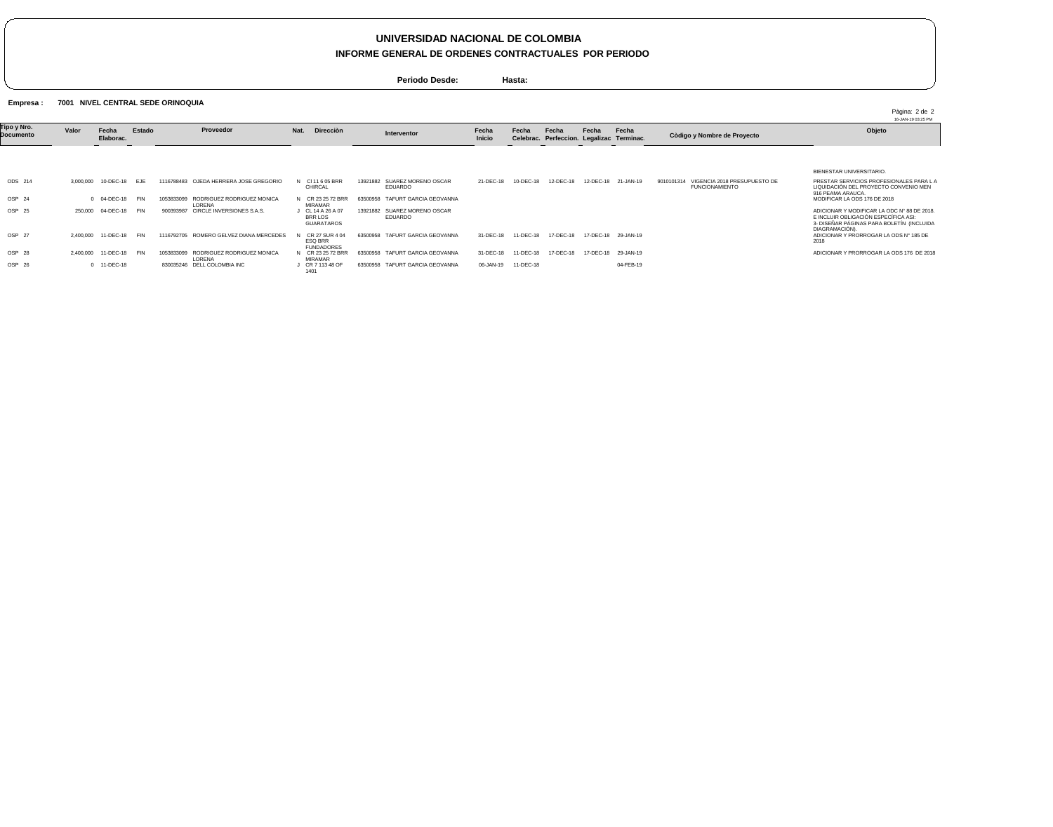# UNIVERSIDAD NACIONAL DE COLOMBIA

## INFORME GENERAL DE ORDENES CONTRACTUALES POR PERIODO

**Periodo Desde:** **Hasta:**

**Empresa :** **7001 NIVEL CENTRAL SEDE ORINOQUIA**

| Tipo y Nro. Documento | Valor | Fecha Elaborac. | Estado | Proveedor | Nat. | Dirección | Interventor | Fecha Inicio | Fecha Celebrac. | Fecha Perfeccion. | Fecha Legalizac | Fecha Terminac. | Còdigo y Nombre de Proyecto | Objeto |
|---|---|---|---|---|---|---|---|---|---|---|---|---|---|---|
| | | | | | | | | | | | | | | BIENESTAR UNIVERSITARIO. |
| ODS 214 | 3,000,000 | 10-DEC-18 | EJE | 1116788483 OJEDA HERRERA JOSE GREGORIO | N | Cl 11 6 05 BRR CHIRCAL | 13921882 SUAREZ MORENO OSCAR EDUARDO | 21-DEC-18 | 10-DEC-18 | 12-DEC-18 | 12-DEC-18 | 21-JAN-19 | 9010101314 VIGENCIA 2018 PRESUPUESTO DE FUNCIONAMIENTO | PRESTAR SERVICIOS PROFESIONALES PARA L A LIQUIDACIÓN DEL PROYECTO CONVENIO MEN 916 PEAMA ARAUCA. |
| OSP 24 | 0 | 04-DEC-18 | FIN | 1053833099 RODRIGUEZ RODRIGUEZ MONICA LORENA | N | CR 23 25 72 BRR MIRAMAR | 63500958 TAFURT GARCIA GEOVANNA | | | | | | | MODIFICAR LA ODS 176 DE 2018 |
| OSP 25 | 250,000 | 04-DEC-18 | FIN | 900393987 CIRCLE INVERSIONES S.A.S. | J | CL 14 A 26 A 07 BRR LOS GUARATAROS | 13921882 SUAREZ MORENO OSCAR EDUARDO | | | | | | | ADICIONAR Y MODIFICAR LA ODC N° 88 DE 2018. E INCLUIR OBLIGACIÓN ESPECÍFICA ASI: 3- DISEÑAR PÁGINAS PARA BOLETÍN (INCLUIDA DIAGRAMACIÓN). |
| OSP 27 | 2,400,000 | 11-DEC-18 | FIN | 1116792705 ROMERO GELVEZ DIANA MERCEDES | N | CR 27 SUR 4 04 ESQ BRR FUNDADORES | 63500958 TAFURT GARCIA GEOVANNA | 31-DEC-18 | 11-DEC-18 | 17-DEC-18 | 17-DEC-18 | 29-JAN-19 | | ADICIONAR Y PRORROGAR LA ODS N° 185 DE 2018 |
| OSP 28 | 2,400,000 | 11-DEC-18 | FIN | 1053833099 RODRIGUEZ RODRIGUEZ MONICA LORENA | N | CR 23 25 72 BRR MIRAMAR | 63500958 TAFURT GARCIA GEOVANNA | 31-DEC-18 | 11-DEC-18 | 17-DEC-18 | 17-DEC-18 | 29-JAN-19 | | ADICIONAR Y PRORROGAR LA ODS 176 DE 2018 |
| OSP 26 | 0 | 11-DEC-18 | | 830035246 DELL COLOMBIA INC | J | CR 7 113 48 OF 1401 | 63500958 TAFURT GARCIA GEOVANNA | 06-JAN-19 | 11-DEC-18 | | | 04-FEB-19 | | |